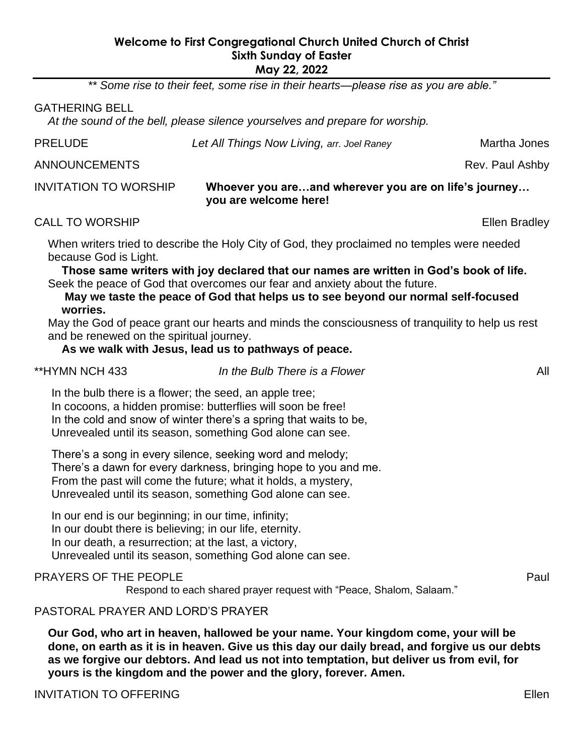**Welcome to First Congregational Church United Church of Christ**
**Sixth Sunday of Easter**
**May 22, 2022**

---

*\*\* Some rise to their feet, some rise in their hearts—please rise as you are able."*

GATHERING BELL
*At the sound of the bell, please silence yourselves and prepare for worship.*

PRELUDE *Let All Things Now Living, arr. Joel Raney* Martha Jones

ANNOUNCEMENTS Rev. Paul Ashby

INVITATION TO WORSHIP **Whoever you are…and wherever you are on life's journey… you are welcome here!**

CALL TO WORSHIP Ellen Bradley

When writers tried to describe the Holy City of God, they proclaimed no temples were needed because God is Light.
**Those same writers with joy declared that our names are written in God's book of life.**
Seek the peace of God that overcomes our fear and anxiety about the future.
**May we taste the peace of God that helps us to see beyond our normal self-focused worries.**
May the God of peace grant our hearts and minds the consciousness of tranquility to help us rest and be renewed on the spiritual journey.
**As we walk with Jesus, lead us to pathways of peace.**

\*\*HYMN NCH 433 *In the Bulb There is a Flower* All

In the bulb there is a flower; the seed, an apple tree;
In cocoons, a hidden promise: butterflies will soon be free!
In the cold and snow of winter there's a spring that waits to be,
Unrevealed until its season, something God alone can see.

There's a song in every silence, seeking word and melody;
There's a dawn for every darkness, bringing hope to you and me.
From the past will come the future; what it holds, a mystery,
Unrevealed until its season, something God alone can see.

In our end is our beginning; in our time, infinity;
In our doubt there is believing; in our life, eternity.
In our death, a resurrection; at the last, a victory,
Unrevealed until its season, something God alone can see.

PRAYERS OF THE PEOPLE Paul
Respond to each shared prayer request with "Peace, Shalom, Salaam."

PASTORAL PRAYER AND LORD'S PRAYER

**Our God, who art in heaven, hallowed be your name. Your kingdom come, your will be done, on earth as it is in heaven. Give us this day our daily bread, and forgive us our debts as we forgive our debtors. And lead us not into temptation, but deliver us from evil, for yours is the kingdom and the power and the glory, forever. Amen.**

INVITATION TO OFFERING Ellen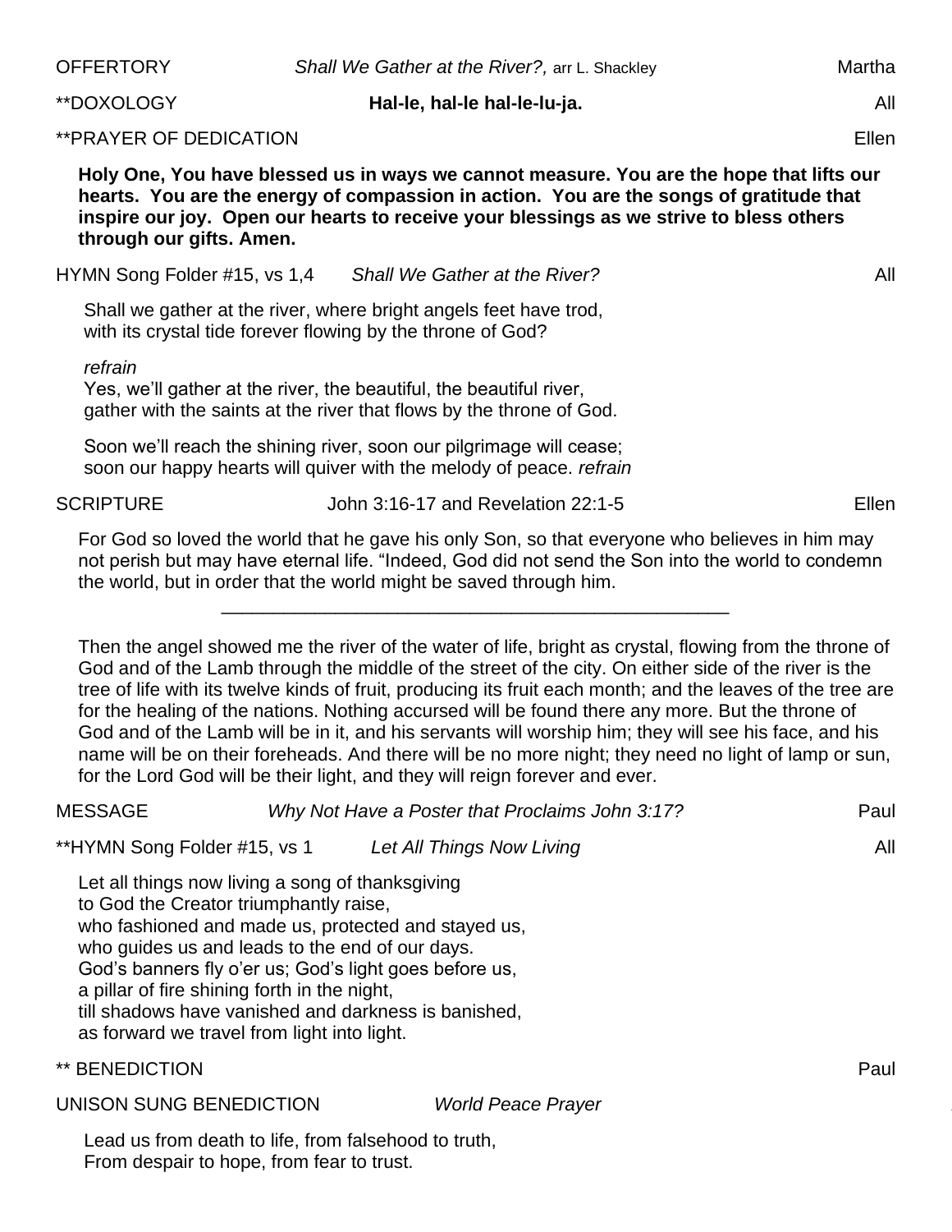OFFERTORY *Shall We Gather at the River?,* arr L. Shackley Martha

**DOXOLOGY **Hal-le, hal-le hal-le-lu-ja.** All

**PRAYER OF DEDICATION Ellen

**Holy One, You have blessed us in ways we cannot measure. You are the hope that lifts our hearts. You are the energy of compassion in action. You are the songs of gratitude that inspire our joy. Open our hearts to receive your blessings as we strive to bless others through our gifts. Amen.**

HYMN Song Folder #15, vs 1,4 *Shall We Gather at the River?* All

Shall we gather at the river, where bright angels feet have trod,
with its crystal tide forever flowing by the throne of God?

*refrain*
Yes, we'll gather at the river, the beautiful, the beautiful river,
gather with the saints at the river that flows by the throne of God.

Soon we'll reach the shining river, soon our pilgrimage will cease;
soon our happy hearts will quiver with the melody of peace. *refrain*

SCRIPTURE John 3:16-17 and Revelation 22:1-5 Ellen

For God so loved the world that he gave his only Son, so that everyone who believes in him may not perish but may have eternal life. "Indeed, God did not send the Son into the world to condemn the world, but in order that the world might be saved through him.

---

Then the angel showed me the river of the water of life, bright as crystal, flowing from the throne of God and of the Lamb through the middle of the street of the city. On either side of the river is the tree of life with its twelve kinds of fruit, producing its fruit each month; and the leaves of the tree are for the healing of the nations. Nothing accursed will be found there any more. But the throne of God and of the Lamb will be in it, and his servants will worship him; they will see his face, and his name will be on their foreheads. And there will be no more night; they need no light of lamp or sun, for the Lord God will be their light, and they will reign forever and ever.

MESSAGE *Why Not Have a Poster that Proclaims John 3:17?* Paul

**HYMN Song Folder #15, vs 1 *Let All Things Now Living* All

Let all things now living a song of thanksgiving
to God the Creator triumphantly raise,
who fashioned and made us, protected and stayed us,
who guides us and leads to the end of our days.
God's banners fly o'er us; God's light goes before us,
a pillar of fire shining forth in the night,
till shadows have vanished and darkness is banished,
as forward we travel from light into light.

** BENEDICTION Paul

UNISON SUNG BENEDICTION *World Peace Prayer*

Lead us from death to life, from falsehood to truth,
From despair to hope, from fear to trust.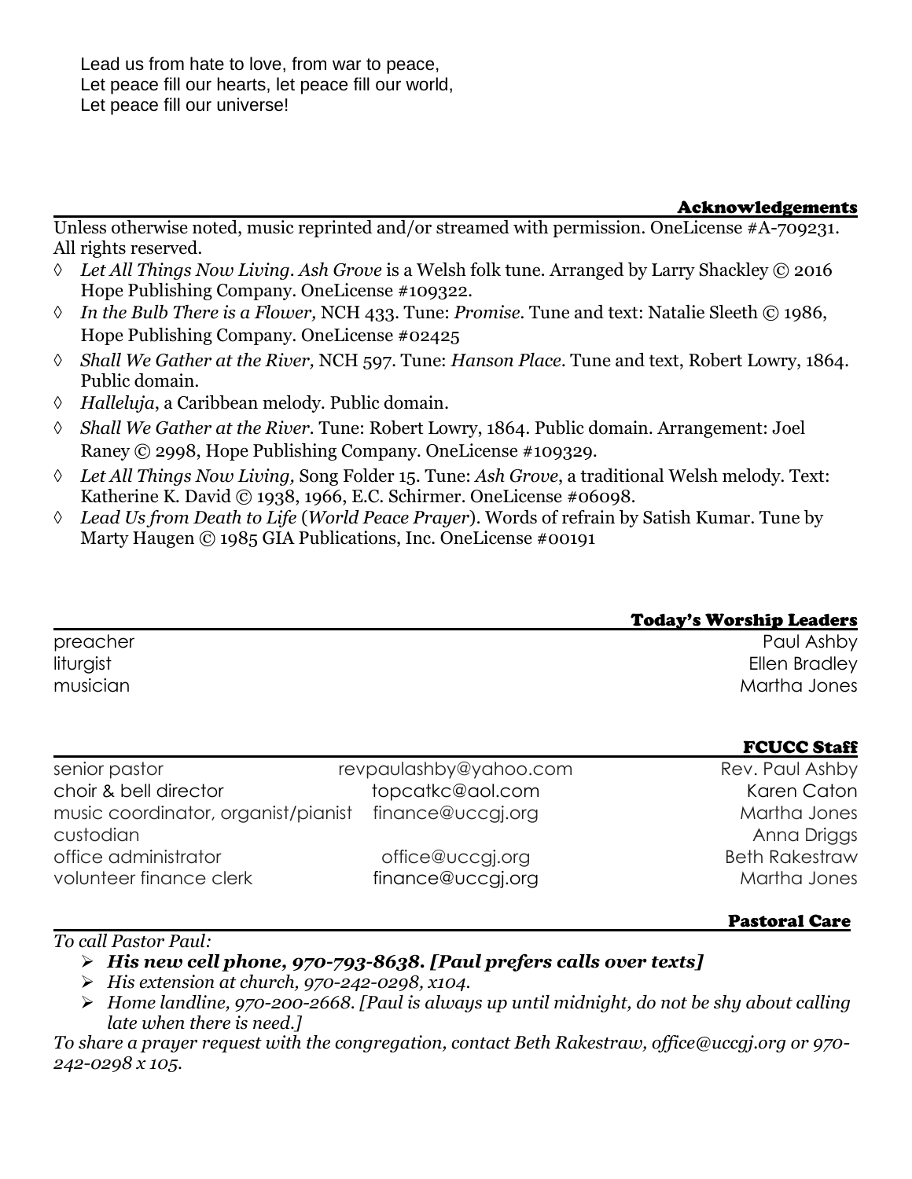Lead us from hate to love, from war to peace,
Let peace fill our hearts, let peace fill our world,
Let peace fill our universe!

## Acknowledgements

Unless otherwise noted, music reprinted and/or streamed with permission. OneLicense #A-709231. All rights reserved.

- *Let All Things Now Living*. *Ash Grove* is a Welsh folk tune. Arranged by Larry Shackley © 2016 Hope Publishing Company. OneLicense #109322.
- *In the Bulb There is a Flower,* NCH 433. Tune: *Promise*. Tune and text: Natalie Sleeth © 1986, Hope Publishing Company. OneLicense #02425
- *Shall We Gather at the River,* NCH 597. Tune: *Hanson Place*. Tune and text, Robert Lowry, 1864. Public domain.
- *Halleluja*, a Caribbean melody. Public domain.
- *Shall We Gather at the River*. Tune: Robert Lowry, 1864. Public domain. Arrangement: Joel Raney © 2998, Hope Publishing Company. OneLicense #109329.
- *Let All Things Now Living,* Song Folder 15. Tune: *Ash Grove*, a traditional Welsh melody. Text: Katherine K. David © 1938, 1966, E.C. Schirmer. OneLicense #06098.
- *Lead Us from Death to Life* (*World Peace Prayer*). Words of refrain by Satish Kumar. Tune by Marty Haugen © 1985 GIA Publications, Inc. OneLicense #00191

## Today's Worship Leaders

| | |
|---|---|
| preacher | Paul Ashby |
| liturgist | Ellen Bradley |
| musician | Martha Jones |

## FCUCC Staff

| | | |
|---|---|---|
| senior pastor | revpaulashby@yahoo.com | Rev. Paul Ashby |
| choir & bell director | topcatkc@aol.com | Karen Caton |
| music coordinator, organist/pianist | finance@uccgj.org | Martha Jones |
| custodian | | Anna Driggs |
| office administrator | office@uccgj.org | Beth Rakestraw |
| volunteer finance clerk | finance@uccgj.org | Martha Jones |

## Pastoral Care

*To call Pastor Paul:*

- ***His new cell phone, 970-793-8638. [Paul prefers calls over texts]***
- *His extension at church, 970-242-0298, x104.*
- *Home landline, 970-200-2668. [Paul is always up until midnight, do not be shy about calling late when there is need.]*

*To share a prayer request with the congregation, contact Beth Rakestraw, office@uccgj.org or 970-242-0298 x 105.*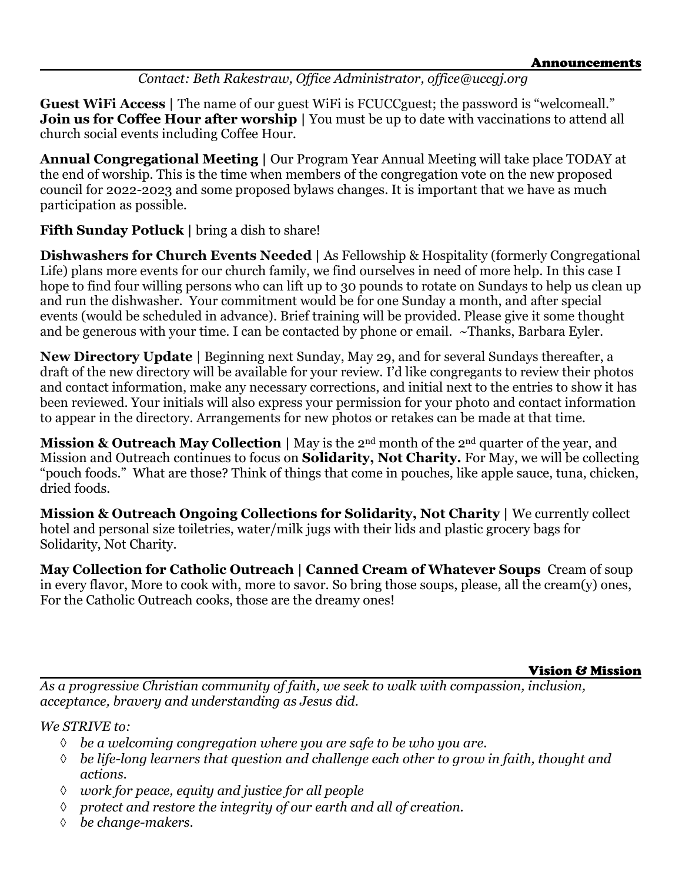## Announcements

*Contact: Beth Rakestraw, Office Administrator, office@uccgj.org*

**Guest WiFi Access |** The name of our guest WiFi is FCUCCguest; the password is "welcomeall."
**Join us for Coffee Hour after worship |** You must be up to date with vaccinations to attend all church social events including Coffee Hour.

**Annual Congregational Meeting |** Our Program Year Annual Meeting will take place TODAY at the end of worship. This is the time when members of the congregation vote on the new proposed council for 2022-2023 and some proposed bylaws changes. It is important that we have as much participation as possible.

**Fifth Sunday Potluck |** bring a dish to share!

**Dishwashers for Church Events Needed |** As Fellowship & Hospitality (formerly Congregational Life) plans more events for our church family, we find ourselves in need of more help. In this case I hope to find four willing persons who can lift up to 30 pounds to rotate on Sundays to help us clean up and run the dishwasher. Your commitment would be for one Sunday a month, and after special events (would be scheduled in advance). Brief training will be provided. Please give it some thought and be generous with your time. I can be contacted by phone or email. ~Thanks, Barbara Eyler.

**New Directory Update** | Beginning next Sunday, May 29, and for several Sundays thereafter, a draft of the new directory will be available for your review. I'd like congregants to review their photos and contact information, make any necessary corrections, and initial next to the entries to show it has been reviewed. Your initials will also express your permission for your photo and contact information to appear in the directory. Arrangements for new photos or retakes can be made at that time.

**Mission & Outreach May Collection |** May is the 2nd month of the 2nd quarter of the year, and Mission and Outreach continues to focus on **Solidarity, Not Charity.** For May, we will be collecting "pouch foods." What are those? Think of things that come in pouches, like apple sauce, tuna, chicken, dried foods.

**Mission & Outreach Ongoing Collections for Solidarity, Not Charity |** We currently collect hotel and personal size toiletries, water/milk jugs with their lids and plastic grocery bags for Solidarity, Not Charity.

**May Collection for Catholic Outreach | Canned Cream of Whatever Soups** Cream of soup in every flavor, More to cook with, more to savor. So bring those soups, please, all the cream(y) ones, For the Catholic Outreach cooks, those are the dreamy ones!

## Vision & Mission

*As a progressive Christian community of faith, we seek to walk with compassion, inclusion, acceptance, bravery and understanding as Jesus did.*

*We STRIVE to:*

- *be a welcoming congregation where you are safe to be who you are.*
- *be life-long learners that question and challenge each other to grow in faith, thought and actions.*
- *work for peace, equity and justice for all people*
- *protect and restore the integrity of our earth and all of creation.*
- *be change-makers.*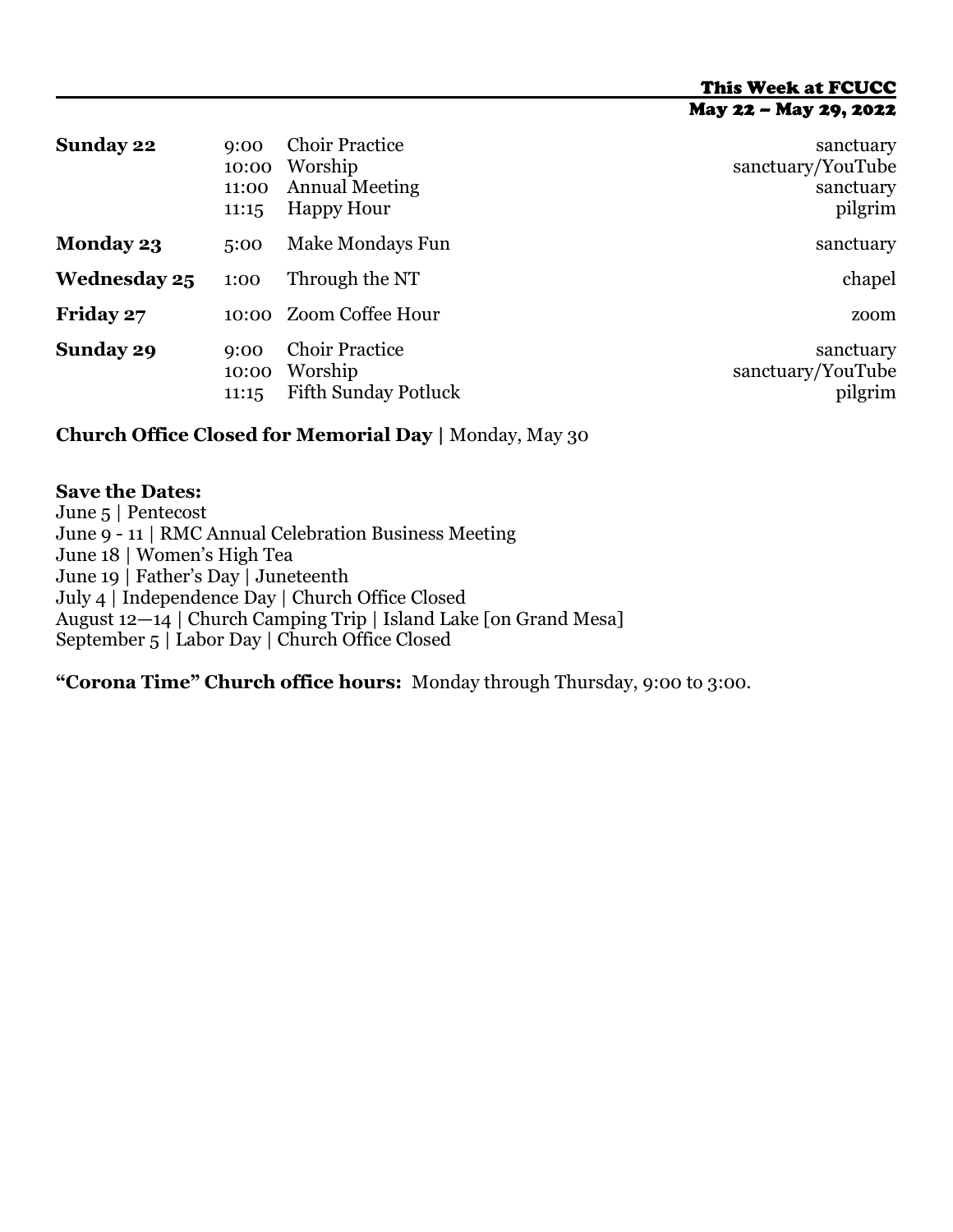## This Week at FCUCC
## May 22 – May 29, 2022

| | | | |
|---|---|---|---|
| **Sunday 22** | 9:00 | Choir Practice | sanctuary |
| | 10:00 | Worship | sanctuary/YouTube |
| | 11:00 | Annual Meeting | sanctuary |
| | 11:15 | Happy Hour | pilgrim |
| **Monday 23** | 5:00 | Make Mondays Fun | sanctuary |
| **Wednesday 25** | 1:00 | Through the NT | chapel |
| **Friday 27** | 10:00 | Zoom Coffee Hour | zoom |
| **Sunday 29** | 9:00 | Choir Practice | sanctuary |
| | 10:00 | Worship | sanctuary/YouTube |
| | 11:15 | Fifth Sunday Potluck | pilgrim |

**Church Office Closed for Memorial Day |** Monday, May 30

**Save the Dates:**
June 5 | Pentecost
June 9 - 11 | RMC Annual Celebration Business Meeting
June 18 | Women's High Tea
June 19 | Father's Day | Juneteenth
July 4 | Independence Day | Church Office Closed
August 12—14 | Church Camping Trip | Island Lake [on Grand Mesa]
September 5 | Labor Day | Church Office Closed

**"Corona Time" Church office hours:** Monday through Thursday, 9:00 to 3:00.